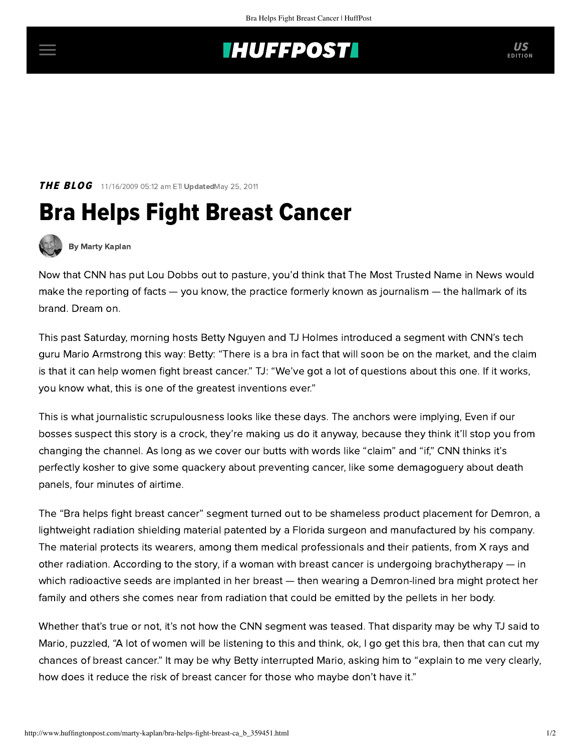**THE BLOG** 11/16/2009 05:12 am ET | **Updated** May 25, 2011

# Bra Helps Fight Breast Cancer

By Marty Kaplan

Now that CNN has put Lou Dobbs out to pasture, you'd think that The Most Trusted Name in News would make the reporting of facts — you know, the practice formerly known as journalism — the hallmark of its brand. Dream on.

This past Saturday, morning hosts Betty Nguyen and TJ Holmes introduced a segment with CNN's tech guru Mario Armstrong this way: Betty: "There is a bra in fact that will soon be on the market, and the claim is that it can help women fight breast cancer." TJ: "We've got a lot of questions about this one. If it works, you know what, this is one of the greatest inventions ever."

This is what journalistic scrupulousness looks like these days. The anchors were implying, Even if our bosses suspect this story is a crock, they're making us do it anyway, because they think it'll stop you from changing the channel. As long as we cover our butts with words like "claim" and "if," CNN thinks it's perfectly kosher to give some quackery about preventing cancer, like some demagoguery about death panels, four minutes of airtime.

The "Bra helps fight breast cancer" segment turned out to be shameless product placement for Demron, a lightweight radiation shielding material patented by a Florida surgeon and manufactured by his company. The material protects its wearers, among them medical professionals and their patients, from X rays and other radiation. According to the story, if a woman with breast cancer is undergoing brachytherapy — in which radioactive seeds are implanted in her breast — then wearing a Demron-lined bra might protect her family and others she comes near from radiation that could be emitted by the pellets in her body.

Whether that's true or not, it's not how the CNN segment was teased. That disparity may be why TJ said to Mario, puzzled, "A lot of women will be listening to this and think, ok, I go get this bra, then that can cut my chances of breast cancer." It may be why Betty interrupted Mario, asking him to "explain to me very clearly, how does it reduce the risk of breast cancer for those who maybe don't have it."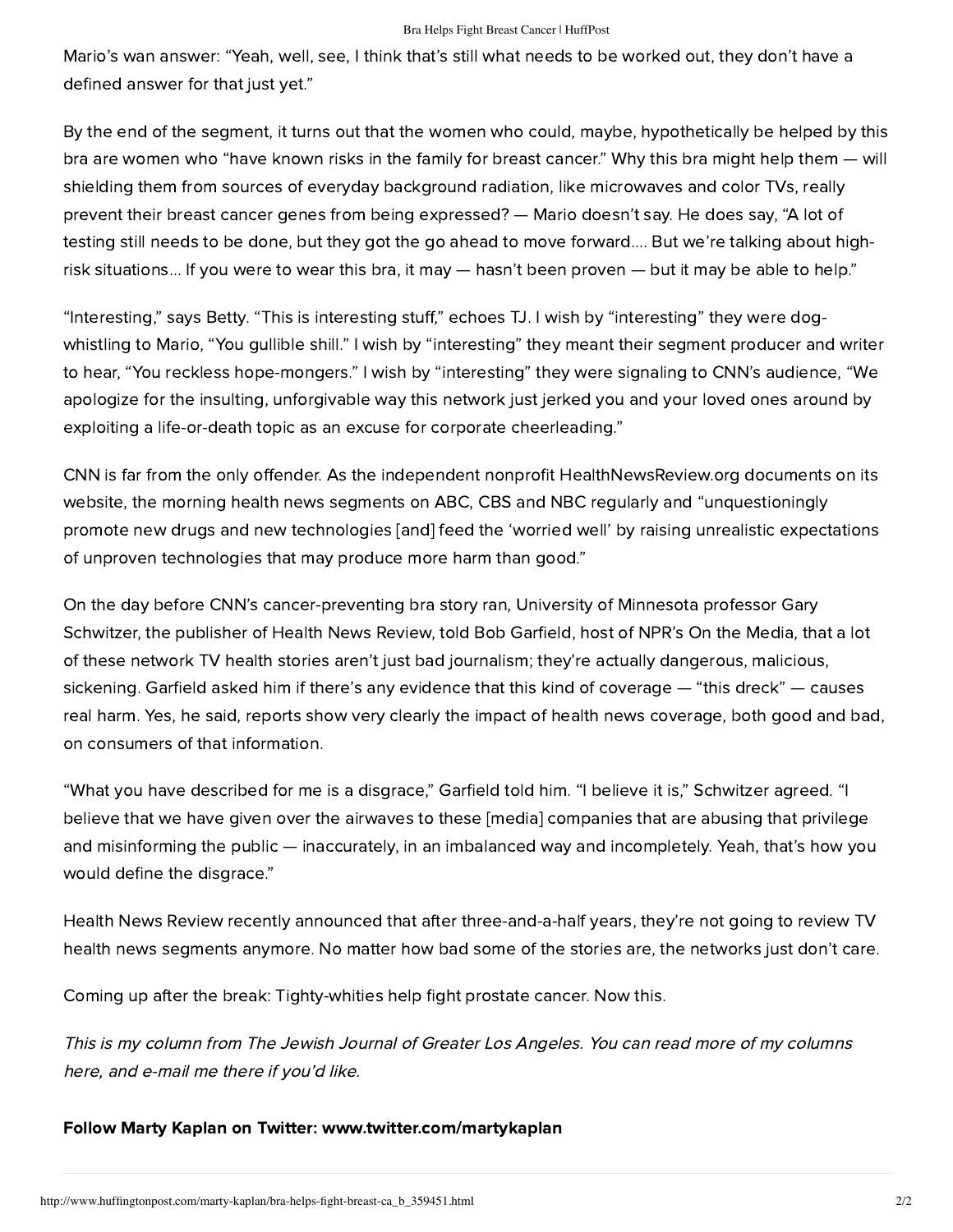Mario's wan answer: "Yeah, well, see, I think that's still what needs to be worked out, they don't have a defined answer for that just yet."

By the end of the segment, it turns out that the women who could, maybe, hypothetically be helped by this bra are women who "have known risks in the family for breast cancer." Why this bra might help them — will shielding them from sources of everyday background radiation, like microwaves and color TVs, really prevent their breast cancer genes from being expressed? — Mario doesn't say. He does say, "A lot of testing still needs to be done, but they got the go ahead to move forward.... But we're talking about high-risk situations... If you were to wear this bra, it may — hasn't been proven — but it may be able to help."

"Interesting," says Betty. "This is interesting stuff," echoes TJ. I wish by "interesting" they were dog-whistling to Mario, "You gullible shill." I wish by "interesting" they meant their segment producer and writer to hear, "You reckless hope-mongers." I wish by "interesting" they were signaling to CNN's audience, "We apologize for the insulting, unforgivable way this network just jerked you and your loved ones around by exploiting a life-or-death topic as an excuse for corporate cheerleading."

CNN is far from the only offender. As the independent nonprofit HealthNewsReview.org documents on its website, the morning health news segments on ABC, CBS and NBC regularly and "unquestioningly promote new drugs and new technologies [and] feed the 'worried well' by raising unrealistic expectations of unproven technologies that may produce more harm than good."

On the day before CNN's cancer-preventing bra story ran, University of Minnesota professor Gary Schwitzer, the publisher of Health News Review, told Bob Garfield, host of NPR's On the Media, that a lot of these network TV health stories aren't just bad journalism; they're actually dangerous, malicious, sickening. Garfield asked him if there's any evidence that this kind of coverage — "this dreck" — causes real harm. Yes, he said, reports show very clearly the impact of health news coverage, both good and bad, on consumers of that information.

"What you have described for me is a disgrace," Garfield told him. "I believe it is," Schwitzer agreed. "I believe that we have given over the airwaves to these [media] companies that are abusing that privilege and misinforming the public — inaccurately, in an imbalanced way and incompletely. Yeah, that's how you would define the disgrace."

Health News Review recently announced that after three-and-a-half years, they're not going to review TV health news segments anymore. No matter how bad some of the stories are, the networks just don't care.

Coming up after the break: Tighty-whities help fight prostate cancer. Now this.

*This is my column from The Jewish Journal of Greater Los Angeles. You can read more of my columns here, and e-mail me there if you'd like.*

**Follow Marty Kaplan on Twitter: www.twitter.com/martykaplan**